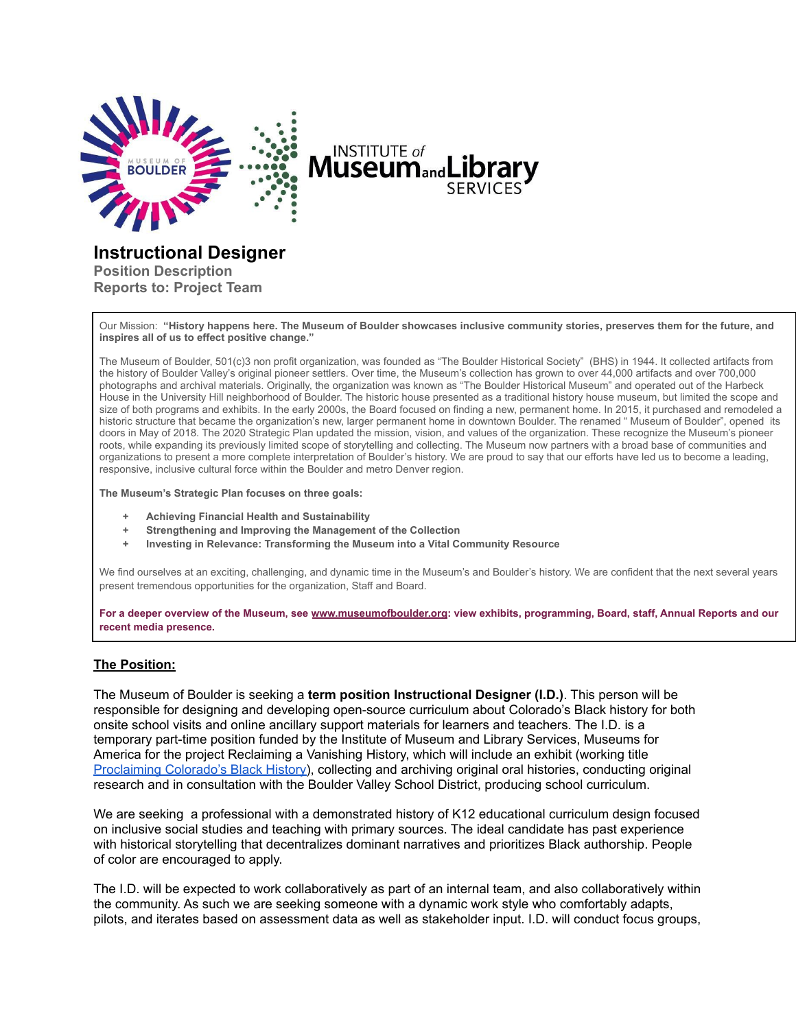# Instructional Designer

**Position Description**
**Reports to: Project Team**

Our Mission: **"History happens here. The Museum of Boulder showcases inclusive community stories, preserves them for the future, and inspires all of us to effect positive change."**

The Museum of Boulder, 501(c)3 non profit organization, was founded as "The Boulder Historical Society" (BHS) in 1944. It collected artifacts from the history of Boulder Valley's original pioneer settlers. Over time, the Museum's collection has grown to over 44,000 artifacts and over 700,000 photographs and archival materials. Originally, the organization was known as "The Boulder Historical Museum" and operated out of the Harbeck House in the University Hill neighborhood of Boulder. The historic house presented as a traditional history house museum, but limited the scope and size of both programs and exhibits. In the early 2000s, the Board focused on finding a new, permanent home. In 2015, it purchased and remodeled a historic structure that became the organization's new, larger permanent home in downtown Boulder. The renamed " Museum of Boulder", opened its doors in May of 2018. The 2020 Strategic Plan updated the mission, vision, and values of the organization. These recognize the Museum's pioneer roots, while expanding its previously limited scope of storytelling and collecting. The Museum now partners with a broad base of communities and organizations to present a more complete interpretation of Boulder's history. We are proud to say that our efforts have led us to become a leading, responsive, inclusive cultural force within the Boulder and metro Denver region.

**The Museum's Strategic Plan focuses on three goals:**

+ **Achieving Financial Health and Sustainability**
+ **Strengthening and Improving the Management of the Collection**
+ **Investing in Relevance: Transforming the Museum into a Vital Community Resource**

We find ourselves at an exciting, challenging, and dynamic time in the Museum's and Boulder's history. We are confident that the next several years present tremendous opportunities for the organization, Staff and Board.

**For a deeper overview of the Museum, see [www.museumofboulder.org](www.museumofboulder.org): view exhibits, programming, Board, staff, Annual Reports and our recent media presence.**

## The Position:

The Museum of Boulder is seeking a **term position Instructional Designer (I.D.)**. This person will be responsible for designing and developing open-source curriculum about Colorado's Black history for both onsite school visits and online ancillary support materials for learners and teachers. The I.D. is a temporary part-time position funded by the Institute of Museum and Library Services, Museums for America for the project Reclaiming a Vanishing History, which will include an exhibit (working title [Proclaiming Colorado's Black History](Proclaiming Colorado's Black History)), collecting and archiving original oral histories, conducting original research and in consultation with the Boulder Valley School District, producing school curriculum.

We are seeking a professional with a demonstrated history of K12 educational curriculum design focused on inclusive social studies and teaching with primary sources. The ideal candidate has past experience with historical storytelling that decentralizes dominant narratives and prioritizes Black authorship. People of color are encouraged to apply.

The I.D. will be expected to work collaboratively as part of an internal team, and also collaboratively within the community. As such we are seeking someone with a dynamic work style who comfortably adapts, pilots, and iterates based on assessment data as well as stakeholder input. I.D. will conduct focus groups,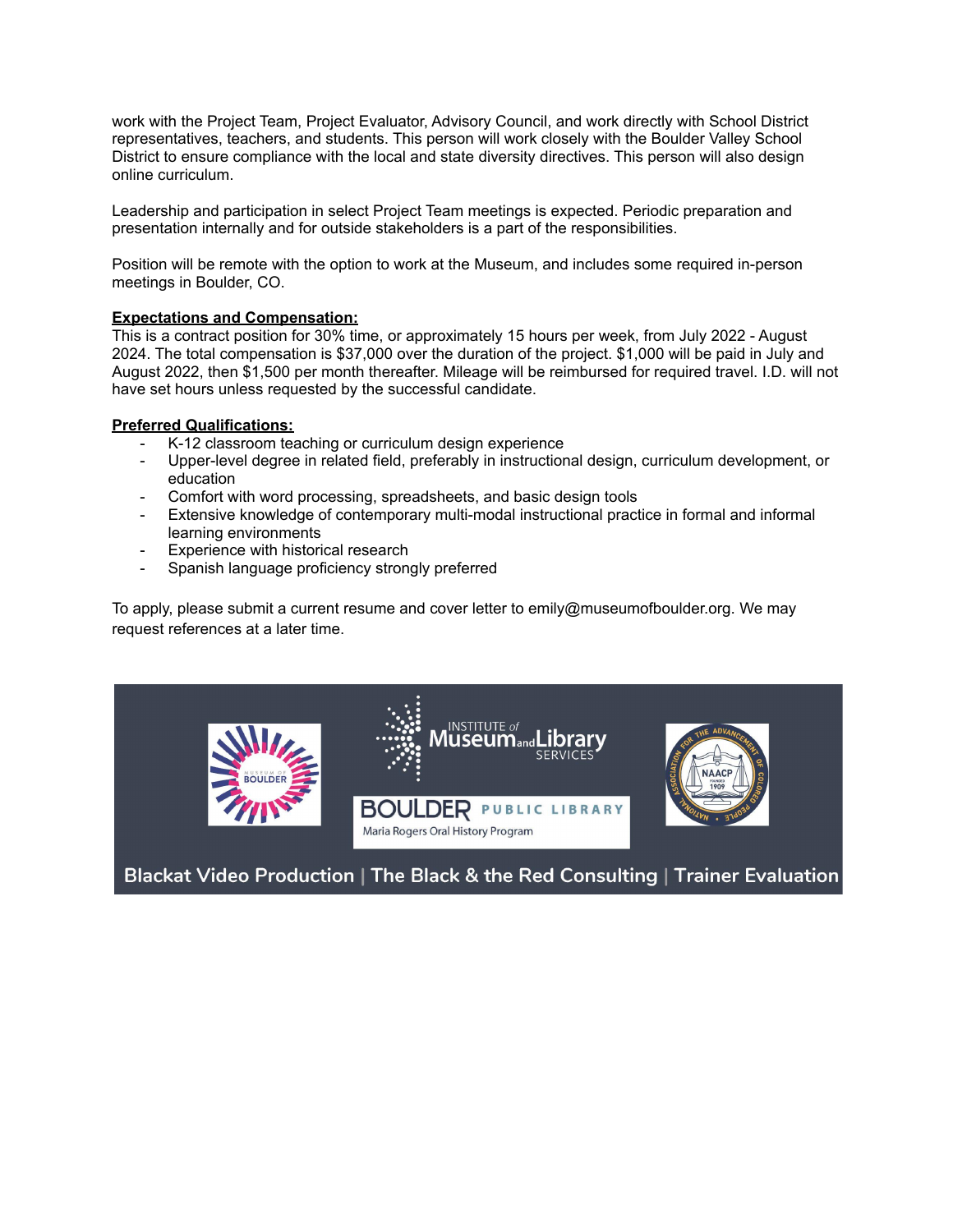work with the Project Team, Project Evaluator, Advisory Council, and work directly with School District representatives, teachers, and students. This person will work closely with the Boulder Valley School District to ensure compliance with the local and state diversity directives. This person will also design online curriculum.

Leadership and participation in select Project Team meetings is expected. Periodic preparation and presentation internally and for outside stakeholders is a part of the responsibilities.

Position will be remote with the option to work at the Museum, and includes some required in-person meetings in Boulder, CO.

**Expectations and Compensation:**
This is a contract position for 30% time, or approximately 15 hours per week, from July 2022 - August 2024. The total compensation is $37,000 over the duration of the project. $1,000 will be paid in July and August 2022, then $1,500 per month thereafter. Mileage will be reimbursed for required travel. I.D. will not have set hours unless requested by the successful candidate.

**Preferred Qualifications:**
- K-12 classroom teaching or curriculum design experience
- Upper-level degree in related field, preferably in instructional design, curriculum development, or education
- Comfort with word processing, spreadsheets, and basic design tools
- Extensive knowledge of contemporary multi-modal instructional practice in formal and informal learning environments
- Experience with historical research
- Spanish language proficiency strongly preferred

To apply, please submit a current resume and cover letter to emily@museumofboulder.org. We may request references at a later time.

Blackat Video Production | The Black & the Red Consulting | Trainer Evaluation